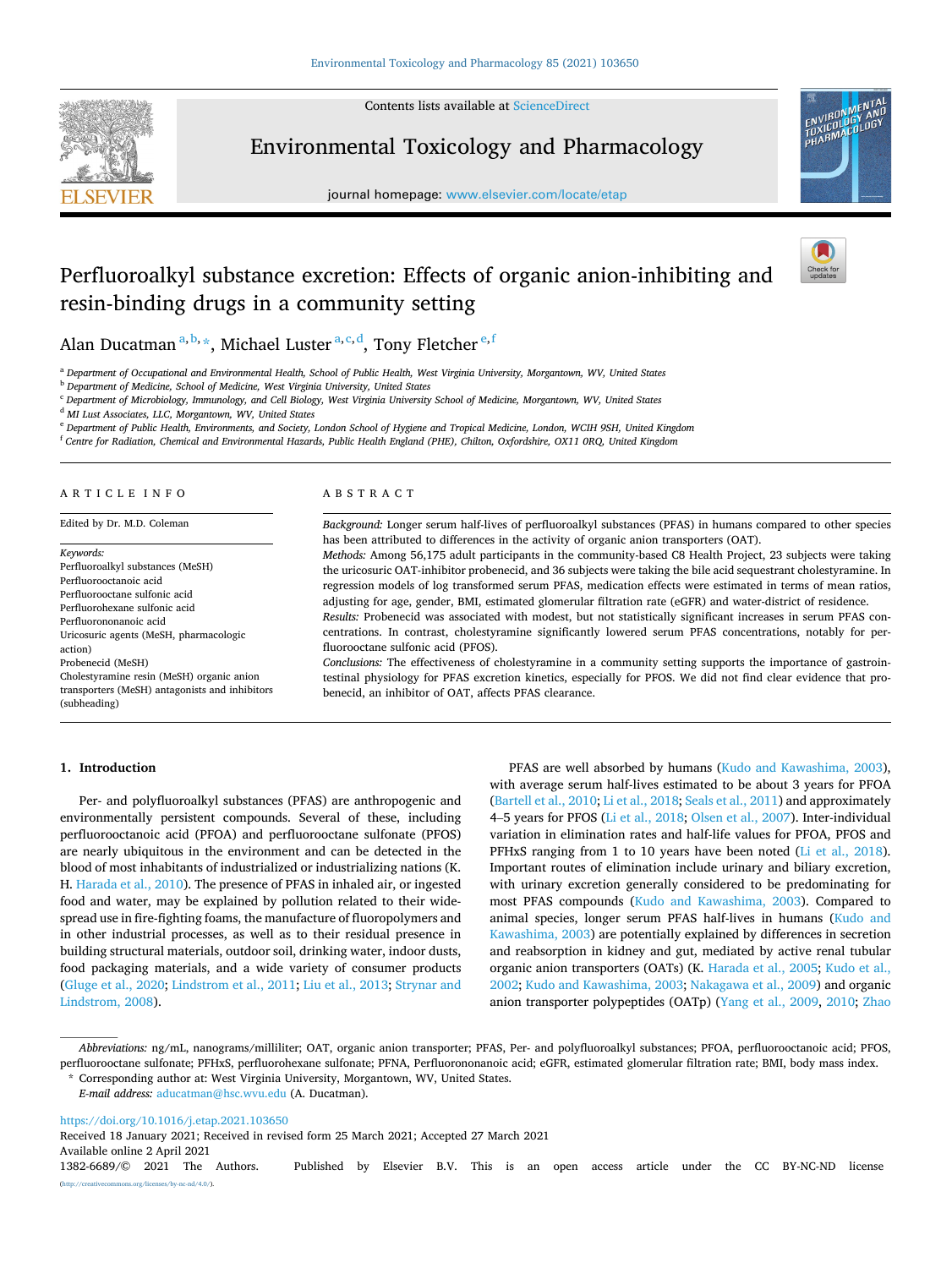# Perfluoroalkyl substance excretion: Effects of organic anion-inhibiting and resin-binding drugs in a community setting

Alan Ducatman[a,b,*], Michael Luster[a,c,d], Tony Fletcher[e,f]

[a] Department of Occupational and Environmental Health, School of Public Health, West Virginia University, Morgantown, WV, United States
[b] Department of Medicine, School of Medicine, West Virginia University, United States
[c] Department of Microbiology, Immunology, and Cell Biology, West Virginia University School of Medicine, Morgantown, WV, United States
[d] MI Lust Associates, LLC, Morgantown, WV, United States
[e] Department of Public Health, Environments, and Society, London School of Hygiene and Tropical Medicine, London, WCIH 9SH, United Kingdom
[f] Centre for Radiation, Chemical and Environmental Hazards, Public Health England (PHE), Chilton, Oxfordshire, OX11 0RQ, United Kingdom

## ARTICLE INFO

Edited by Dr. M.D. Coleman

*Keywords:*
Perfluoroalkyl substances (MeSH)
Perfluorooctanoic acid
Perfluorooctane sulfonic acid
Perfluorohexane sulfonic acid
Perfluorononanoic acid
Uricosuric agents (MeSH, pharmacologic action)
Probenecid (MeSH)
Cholestyramine resin (MeSH) organic anion transporters (MeSH) antagonists and inhibitors (subheading)

## ABSTRACT

*Background:* Longer serum half-lives of perfluoroalkyl substances (PFAS) in humans compared to other species has been attributed to differences in the activity of organic anion transporters (OAT).

*Methods:* Among 56,175 adult participants in the community-based C8 Health Project, 23 subjects were taking the uricosuric OAT-inhibitor probenecid, and 36 subjects were taking the bile acid sequestrant cholestyramine. In regression models of log transformed serum PFAS, medication effects were estimated in terms of mean ratios, adjusting for age, gender, BMI, estimated glomerular filtration rate (eGFR) and water-district of residence.

*Results:* Probenecid was associated with modest, but not statistically significant increases in serum PFAS concentrations. In contrast, cholestyramine significantly lowered serum PFAS concentrations, notably for perfluorooctane sulfonic acid (PFOS).

*Conclusions:* The effectiveness of cholestyramine in a community setting supports the importance of gastrointestinal physiology for PFAS excretion kinetics, especially for PFOS. We did not find clear evidence that probenecid, an inhibitor of OAT, affects PFAS clearance.

## 1. Introduction

Per- and polyfluoroalkyl substances (PFAS) are anthropogenic and environmentally persistent compounds. Several of these, including perfluorooctanoic acid (PFOA) and perfluorooctane sulfonate (PFOS) are nearly ubiquitous in the environment and can be detected in the blood of most inhabitants of industrialized or industrializing nations (K. H. Harada et al., 2010). The presence of PFAS in inhaled air, or ingested food and water, may be explained by pollution related to their widespread use in fire-fighting foams, the manufacture of fluoropolymers and in other industrial processes, as well as to their residual presence in building structural materials, outdoor soil, drinking water, indoor dusts, food packaging materials, and a wide variety of consumer products (Gluge et al., 2020; Lindstrom et al., 2011; Liu et al., 2013; Strynar and Lindstrom, 2008).

PFAS are well absorbed by humans (Kudo and Kawashima, 2003), with average serum half-lives estimated to be about 3 years for PFOA (Bartell et al., 2010; Li et al., 2018; Seals et al., 2011) and approximately 4–5 years for PFOS (Li et al., 2018; Olsen et al., 2007). Inter-individual variation in elimination rates and half-life values for PFOA, PFOS and PFHxS ranging from 1 to 10 years have been noted (Li et al., 2018). Important routes of elimination include urinary and biliary excretion, with urinary excretion generally considered to be predominating for most PFAS compounds (Kudo and Kawashima, 2003). Compared to animal species, longer serum PFAS half-lives in humans (Kudo and Kawashima, 2003) are potentially explained by differences in secretion and reabsorption in kidney and gut, mediated by active renal tubular organic anion transporters (OATs) (K. Harada et al., 2005; Kudo et al., 2002; Kudo and Kawashima, 2003; Nakagawa et al., 2009) and organic anion transporter polypeptides (OATp) (Yang et al., 2009, 2010; Zhao

---

*Abbreviations:* ng/mL, nanograms/milliliter; OAT, organic anion transporter; PFAS, Per- and polyfluoroalkyl substances; PFOA, perfluorooctanoic acid; PFOS, perfluorooctane sulfonate; PFHxS, perfluorohexane sulfonate; PFNA, Perfluorononanoic acid; eGFR, estimated glomerular filtration rate; BMI, body mass index.

\* Corresponding author at: West Virginia University, Morgantown, WV, United States.
*E-mail address:* aducatman@hsc.wvu.edu (A. Ducatman).

https://doi.org/10.1016/j.etap.2021.103650
Received 18 January 2021; Received in revised form 25 March 2021; Accepted 27 March 2021
Available online 2 April 2021
1382-6689/© 2021 The Authors. Published by Elsevier B.V. This is an open access article under the CC BY-NC-ND license (http://creativecommons.org/licenses/by-nc-nd/4.0/).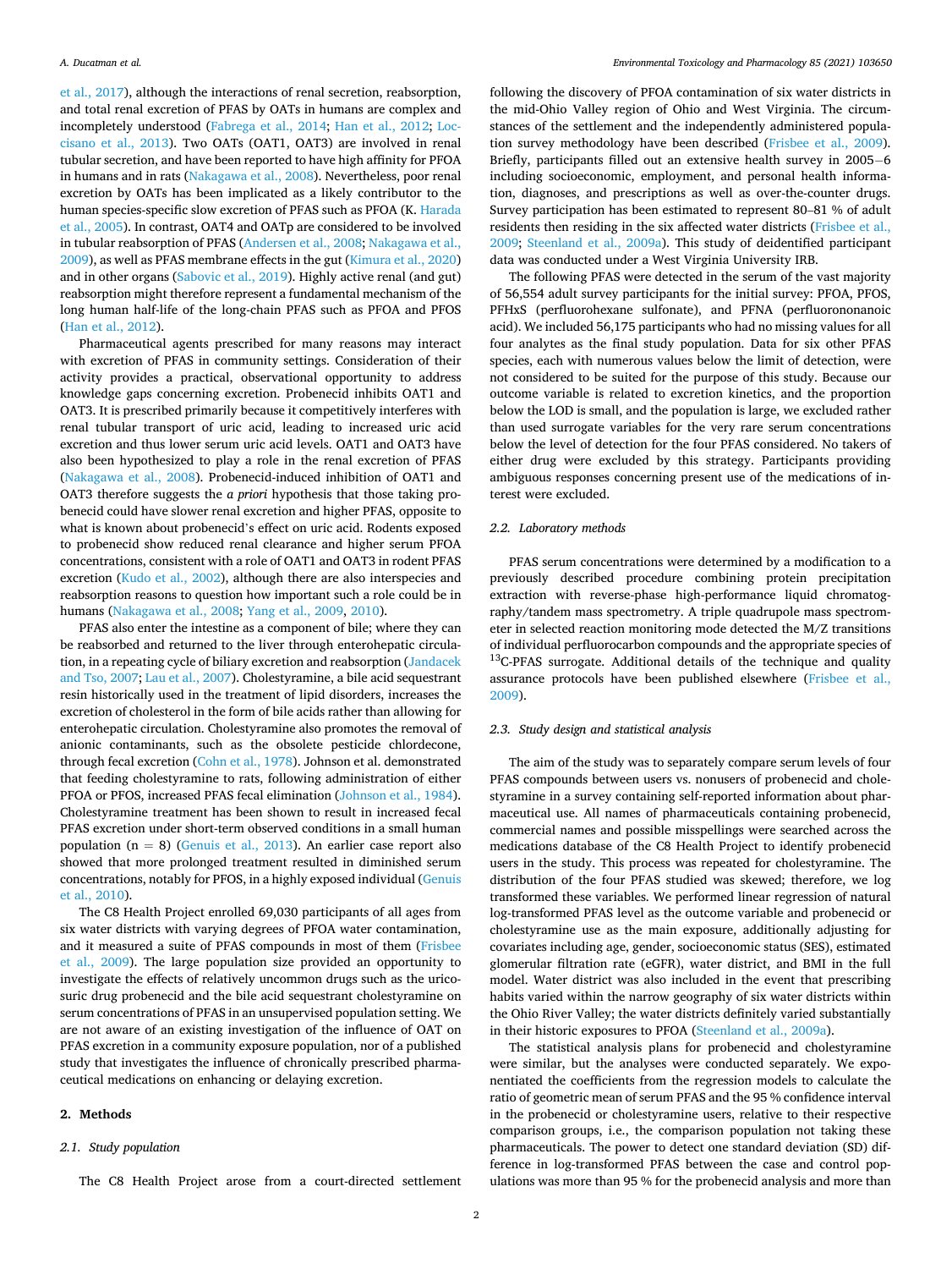et al., 2017), although the interactions of renal secretion, reabsorption, and total renal excretion of PFAS by OATs in humans are complex and incompletely understood (Fabrega et al., 2014; Han et al., 2012; Loccisano et al., 2013). Two OATs (OAT1, OAT3) are involved in renal tubular secretion, and have been reported to have high affinity for PFOA in humans and in rats (Nakagawa et al., 2008). Nevertheless, poor renal excretion by OATs has been implicated as a likely contributor to the human species-specific slow excretion of PFAS such as PFOA (K. Harada et al., 2005). In contrast, OAT4 and OATp are considered to be involved in tubular reabsorption of PFAS (Andersen et al., 2008; Nakagawa et al., 2009), as well as PFAS membrane effects in the gut (Kimura et al., 2020) and in other organs (Sabovic et al., 2019). Highly active renal (and gut) reabsorption might therefore represent a fundamental mechanism of the long human half-life of the long-chain PFAS such as PFOA and PFOS (Han et al., 2012).

Pharmaceutical agents prescribed for many reasons may interact with excretion of PFAS in community settings. Consideration of their activity provides a practical, observational opportunity to address knowledge gaps concerning excretion. Probenecid inhibits OAT1 and OAT3. It is prescribed primarily because it competitively interferes with renal tubular transport of uric acid, leading to increased uric acid excretion and thus lower serum uric acid levels. OAT1 and OAT3 have also been hypothesized to play a role in the renal excretion of PFAS (Nakagawa et al., 2008). Probenecid-induced inhibition of OAT1 and OAT3 therefore suggests the *a priori* hypothesis that those taking probenecid could have slower renal excretion and higher PFAS, opposite to what is known about probenecid's effect on uric acid. Rodents exposed to probenecid show reduced renal clearance and higher serum PFOA concentrations, consistent with a role of OAT1 and OAT3 in rodent PFAS excretion (Kudo et al., 2002), although there are also interspecies and reabsorption reasons to question how important such a role could be in humans (Nakagawa et al., 2008; Yang et al., 2009, 2010).

PFAS also enter the intestine as a component of bile; where they can be reabsorbed and returned to the liver through enterohepatic circulation, in a repeating cycle of biliary excretion and reabsorption (Jandacek and Tso, 2007; Lau et al., 2007). Cholestyramine, a bile acid sequestrant resin historically used in the treatment of lipid disorders, increases the excretion of cholesterol in the form of bile acids rather than allowing for enterohepatic circulation. Cholestyramine also promotes the removal of anionic contaminants, such as the obsolete pesticide chlordecone, through fecal excretion (Cohn et al., 1978). Johnson et al. demonstrated that feeding cholestyramine to rats, following administration of either PFOA or PFOS, increased PFAS fecal elimination (Johnson et al., 1984). Cholestyramine treatment has been shown to result in increased fecal PFAS excretion under short-term observed conditions in a small human population ($n = 8$) (Genuis et al., 2013). An earlier case report also showed that more prolonged treatment resulted in diminished serum concentrations, notably for PFOS, in a highly exposed individual (Genuis et al., 2010).

The C8 Health Project enrolled 69,030 participants of all ages from six water districts with varying degrees of PFOA water contamination, and it measured a suite of PFAS compounds in most of them (Frisbee et al., 2009). The large population size provided an opportunity to investigate the effects of relatively uncommon drugs such as the uricosuric drug probenecid and the bile acid sequestrant cholestyramine on serum concentrations of PFAS in an unsupervised population setting. We are not aware of an existing investigation of the influence of OAT on PFAS excretion in a community exposure population, nor of a published study that investigates the influence of chronically prescribed pharmaceutical medications on enhancing or delaying excretion.

## 2. Methods

### 2.1. Study population

The C8 Health Project arose from a court-directed settlement following the discovery of PFOA contamination of six water districts in the mid-Ohio Valley region of Ohio and West Virginia. The circumstances of the settlement and the independently administered population survey methodology have been described (Frisbee et al., 2009). Briefly, participants filled out an extensive health survey in 2005−6 including socioeconomic, employment, and personal health information, diagnoses, and prescriptions as well as over-the-counter drugs. Survey participation has been estimated to represent 80–81 % of adult residents then residing in the six affected water districts (Frisbee et al., 2009; Steenland et al., 2009a). This study of deidentified participant data was conducted under a West Virginia University IRB.

The following PFAS were detected in the serum of the vast majority of 56,554 adult survey participants for the initial survey: PFOA, PFOS, PFHxS (perfluorohexane sulfonate), and PFNA (perfluorononanoic acid). We included 56,175 participants who had no missing values for all four analytes as the final study population. Data for six other PFAS species, each with numerous values below the limit of detection, were not considered to be suited for the purpose of this study. Because our outcome variable is related to excretion kinetics, and the proportion below the LOD is small, and the population is large, we excluded rather than used surrogate variables for the very rare serum concentrations below the level of detection for the four PFAS considered. No takers of either drug were excluded by this strategy. Participants providing ambiguous responses concerning present use of the medications of interest were excluded.

### 2.2. Laboratory methods

PFAS serum concentrations were determined by a modification to a previously described procedure combining protein precipitation extraction with reverse-phase high-performance liquid chromatography/tandem mass spectrometry. A triple quadrupole mass spectrometer in selected reaction monitoring mode detected the M/Z transitions of individual perfluorocarbon compounds and the appropriate species of $^{13}$C-PFAS surrogate. Additional details of the technique and quality assurance protocols have been published elsewhere (Frisbee et al., 2009).

### 2.3. Study design and statistical analysis

The aim of the study was to separately compare serum levels of four PFAS compounds between users vs. nonusers of probenecid and cholestyramine in a survey containing self-reported information about pharmaceutical use. All names of pharmaceuticals containing probenecid, commercial names and possible misspellings were searched across the medications database of the C8 Health Project to identify probenecid users in the study. This process was repeated for cholestyramine. The distribution of the four PFAS studied was skewed; therefore, we log transformed these variables. We performed linear regression of natural log-transformed PFAS level as the outcome variable and probenecid or cholestyramine use as the main exposure, additionally adjusting for covariates including age, gender, socioeconomic status (SES), estimated glomerular filtration rate (eGFR), water district, and BMI in the full model. Water district was also included in the event that prescribing habits varied within the narrow geography of six water districts within the Ohio River Valley; the water districts definitely varied substantially in their historic exposures to PFOA (Steenland et al., 2009a).

The statistical analysis plans for probenecid and cholestyramine were similar, but the analyses were conducted separately. We exponentiated the coefficients from the regression models to calculate the ratio of geometric mean of serum PFAS and the 95 % confidence interval in the probenecid or cholestyramine users, relative to their respective comparison groups, i.e., the comparison population not taking these pharmaceuticals. The power to detect one standard deviation (SD) difference in log-transformed PFAS between the case and control populations was more than 95 % for the probenecid analysis and more than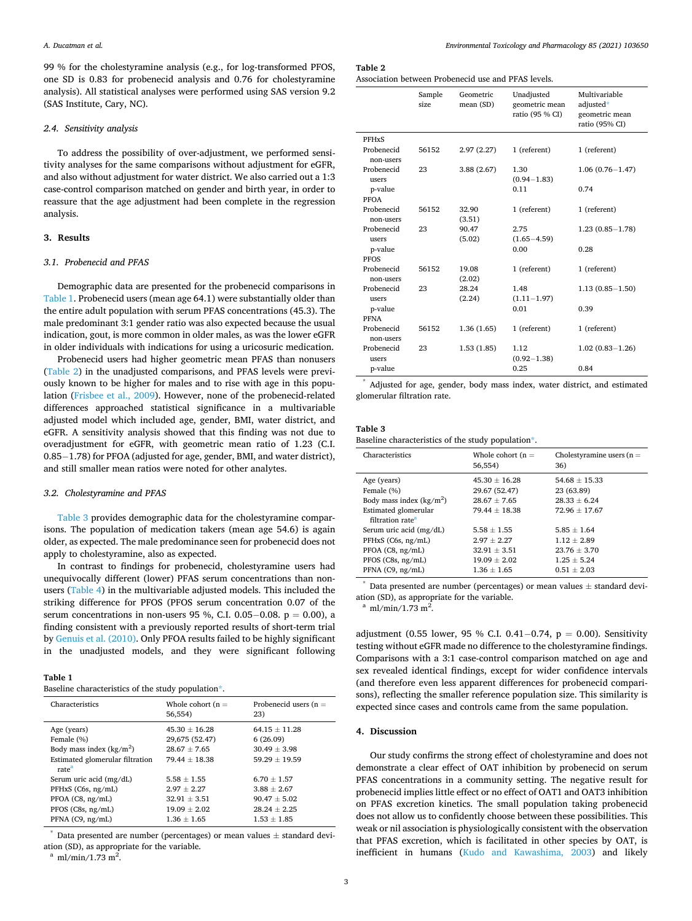99 % for the cholestyramine analysis (e.g., for log-transformed PFOS, one SD is 0.83 for probenecid analysis and 0.76 for cholestyramine analysis). All statistical analyses were performed using SAS version 9.2 (SAS Institute, Cary, NC).

### 2.4. Sensitivity analysis

To address the possibility of over-adjustment, we performed sensitivity analyses for the same comparisons without adjustment for eGFR, and also without adjustment for water district. We also carried out a 1:3 case-control comparison matched on gender and birth year, in order to reassure that the age adjustment had been complete in the regression analysis.

## 3. Results

### 3.1. Probenecid and PFAS

Demographic data are presented for the probenecid comparisons in Table 1. Probenecid users (mean age 64.1) were substantially older than the entire adult population with serum PFAS concentrations (45.3). The male predominant 3:1 gender ratio was also expected because the usual indication, gout, is more common in older males, as was the lower eGFR in older individuals with indications for using a uricosuric medication.

Probenecid users had higher geometric mean PFAS than nonusers (Table 2) in the unadjusted comparisons, and PFAS levels were previously known to be higher for males and to rise with age in this population (Frisbee et al., 2009). However, none of the probenecid-related differences approached statistical significance in a multivariable adjusted model which included age, gender, BMI, water district, and eGFR. A sensitivity analysis showed that this finding was not due to overadjustment for eGFR, with geometric mean ratio of 1.23 (C.I. 0.85−1.78) for PFOA (adjusted for age, gender, BMI, and water district), and still smaller mean ratios were noted for other analytes.

### 3.2. Cholestyramine and PFAS

Table 3 provides demographic data for the cholestyramine comparisons. The population of medication takers (mean age 54.6) is again older, as expected. The male predominance seen for probenecid does not apply to cholestyramine, also as expected.

In contrast to findings for probenecid, cholestyramine users had unequivocally different (lower) PFAS serum concentrations than nonusers (Table 4) in the multivariable adjusted models. This included the striking difference for PFOS (PFOS serum concentration 0.07 of the serum concentrations in non-users 95 %, C.I. 0.05−0.08. p = 0.00), a finding consistent with a previously reported results of short-term trial by Genuis et al. (2010). Only PFOA results failed to be highly significant in the unadjusted models, and they were significant following adjustment (0.55 lower, 95 % C.I. 0.41−0.74, p = 0.00). Sensitivity testing without eGFR made no difference to the cholestyramine findings. Comparisons with a 3:1 case-control comparison matched on age and sex revealed identical findings, except for wider confidence intervals (and therefore even less apparent differences for probenecid comparisons), reflecting the smaller reference population size. This similarity is expected since cases and controls came from the same population.

**Table 1**
Baseline characteristics of the study population*.

| Characteristics | Whole cohort (n = 56,554) | Probenecid users (n = 23) |
|---|---|---|
| Age (years) | 45.30 ± 16.28 | 64.15 ± 11.28 |
| Female (%) | 29,675 (52.47) | 6 (26.09) |
| Body mass index (kg/m$^2$) | 28.67 ± 7.65 | 30.49 ± 3.98 |
| Estimated glomerular filtration rate[a] | 79.44 ± 18.38 | 59.29 ± 19.59 |
| Serum uric acid (mg/dL) | 5.58 ± 1.55 | 6.70 ± 1.57 |
| PFHxS (C6s, ng/mL) | 2.97 ± 2.27 | 3.88 ± 2.67 |
| PFOA (C8, ng/mL) | 32.91 ± 3.51 | 90.47 ± 5.02 |
| PFOS (C8s, ng/mL) | 19.09 ± 2.02 | 28.24 ± 2.25 |
| PFNA (C9, ng/mL) | 1.36 ± 1.65 | 1.53 ± 1.85 |

* Data presented are number (percentages) or mean values ± standard deviation (SD), as appropriate for the variable.
[a] ml/min/1.73 m$^2$.

**Table 2**
Association between Probenecid use and PFAS levels.

| | Sample size | Geometric mean (SD) | Unadjusted geometric mean ratio (95 % CI) | Multivariable adjusted* geometric mean ratio (95% CI) |
|---|---|---|---|---|
| PFHxS | | | | |
| Probenecid non-users | 56152 | 2.97 (2.27) | 1 (referent) | 1 (referent) |
| Probenecid users | 23 | 3.88 (2.67) | 1.30 (0.94−1.83) | 1.06 (0.76−1.47) |
| p-value | | | 0.11 | 0.74 |
| PFOA | | | | |
| Probenecid non-users | 56152 | 32.90 (3.51) | 1 (referent) | 1 (referent) |
| Probenecid users | 23 | 90.47 (5.02) | 2.75 (1.65−4.59) | 1.23 (0.85−1.78) |
| p-value | | | 0.00 | 0.28 |
| PFOS | | | | |
| Probenecid non-users | 56152 | 19.08 (2.02) | 1 (referent) | 1 (referent) |
| Probenecid users | 23 | 28.24 (2.24) | 1.48 (1.11−1.97) | 1.13 (0.85−1.50) |
| p-value | | | 0.01 | 0.39 |
| PFNA | | | | |
| Probenecid non-users | 56152 | 1.36 (1.65) | 1 (referent) | 1 (referent) |
| Probenecid users | 23 | 1.53 (1.85) | 1.12 (0.92−1.38) | 1.02 (0.83−1.26) |
| p-value | | | 0.25 | 0.84 |

* Adjusted for age, gender, body mass index, water district, and estimated glomerular filtration rate.

**Table 3**
Baseline characteristics of the study population*.

| Characteristics | Whole cohort (n = 56,554) | Cholestyramine users (n = 36) |
|---|---|---|
| Age (years) | 45.30 ± 16.28 | 54.68 ± 15.33 |
| Female (%) | 29.67 (52.47) | 23 (63.89) |
| Body mass index (kg/m$^2$) | 28.67 ± 7.65 | 28.33 ± 6.24 |
| Estimated glomerular filtration rate[a] | 79.44 ± 18.38 | 72.96 ± 17.67 |
| Serum uric acid (mg/dL) | 5.58 ± 1.55 | 5.85 ± 1.64 |
| PFHxS (C6s, ng/mL) | 2.97 ± 2.27 | 1.12 ± 2.89 |
| PFOA (C8, ng/mL) | 32.91 ± 3.51 | 23.76 ± 3.70 |
| PFOS (C8s, ng/mL) | 19.09 ± 2.02 | 1.25 ± 5.24 |
| PFNA (C9, ng/mL) | 1.36 ± 1.65 | 0.51 ± 2.03 |

* Data presented are number (percentages) or mean values ± standard deviation (SD), as appropriate for the variable.
[a] ml/min/1.73 m$^2$.

## 4. Discussion

Our study confirms the strong effect of cholestyramine and does not demonstrate a clear effect of OAT inhibition by probenecid on serum PFAS concentrations in a community setting. The negative result for probenecid implies little effect or no effect of OAT1 and OAT3 inhibition on PFAS excretion kinetics. The small population taking probenecid does not allow us to confidently choose between these possibilities. This weak or nil association is physiologically consistent with the observation that PFAS excretion, which is facilitated in other species by OAT, is inefficient in humans (Kudo and Kawashima, 2003) and likely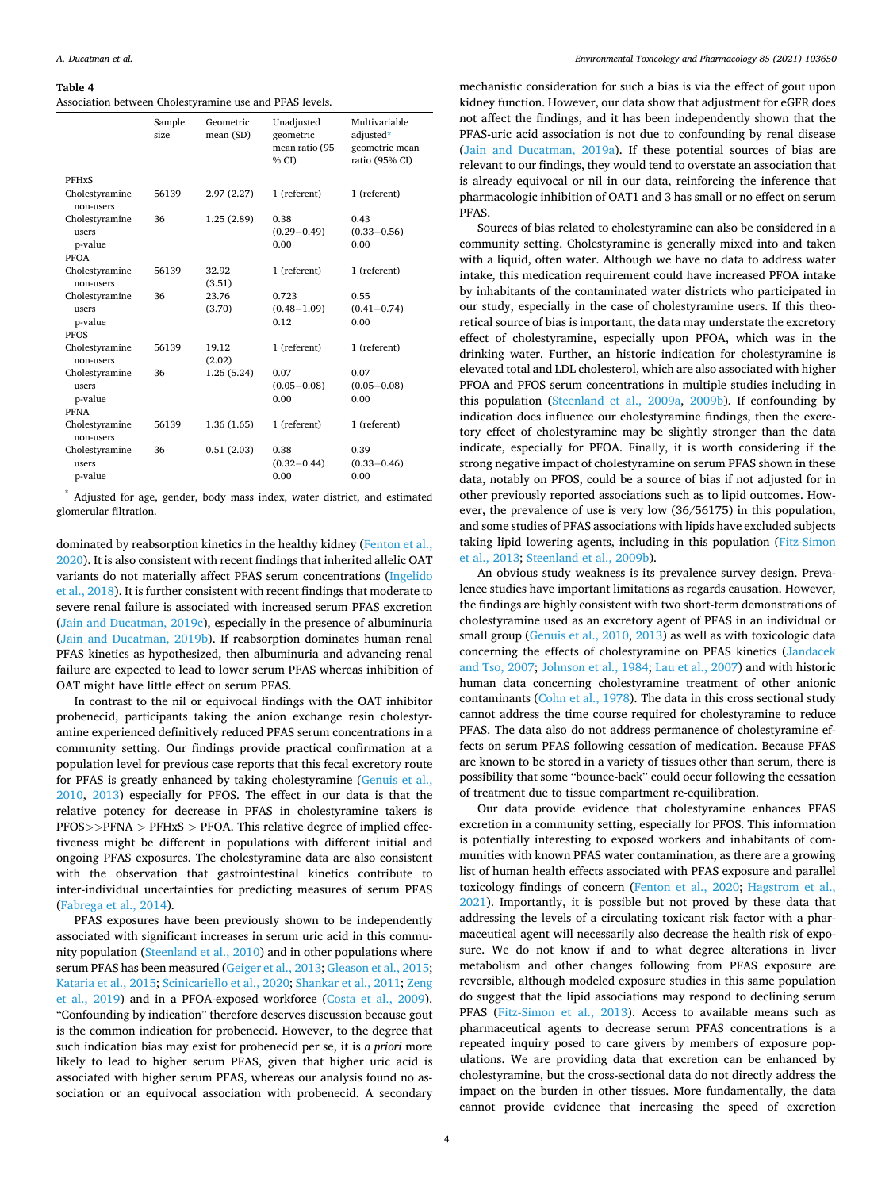**Table 4**
Association between Cholestyramine use and PFAS levels.

| | Sample size | Geometric mean (SD) | Unadjusted geometric mean ratio (95 % CI) | Multivariable adjusted* geometric mean ratio (95% CI) |
|---|---|---|---|---|
| PFHxS | | | | |
| Cholestyramine non-users | 56139 | 2.97 (2.27) | 1 (referent) | 1 (referent) |
| Cholestyramine users | 36 | 1.25 (2.89) | 0.38 (0.29–0.49) | 0.43 (0.33–0.56) |
| p-value | | | 0.00 | 0.00 |
| PFOA | | | | |
| Cholestyramine non-users | 56139 | 32.92 (3.51) | 1 (referent) | 1 (referent) |
| Cholestyramine users | 36 | 23.76 (3.70) | 0.723 (0.48–1.09) | 0.55 (0.41–0.74) |
| p-value | | | 0.12 | 0.00 |
| PFOS | | | | |
| Cholestyramine non-users | 56139 | 19.12 (2.02) | 1 (referent) | 1 (referent) |
| Cholestyramine users | 36 | 1.26 (5.24) | 0.07 (0.05–0.08) | 0.07 (0.05–0.08) |
| p-value | | | 0.00 | 0.00 |
| PFNA | | | | |
| Cholestyramine non-users | 56139 | 1.36 (1.65) | 1 (referent) | 1 (referent) |
| Cholestyramine users | 36 | 0.51 (2.03) | 0.38 (0.32–0.44) | 0.39 (0.33–0.46) |
| p-value | | | 0.00 | 0.00 |

* Adjusted for age, gender, body mass index, water district, and estimated glomerular filtration.

dominated by reabsorption kinetics in the healthy kidney (Fenton et al., 2020). It is also consistent with recent findings that inherited allelic OAT variants do not materially affect PFAS serum concentrations (Ingelido et al., 2018). It is further consistent with recent findings that moderate to severe renal failure is associated with increased serum PFAS excretion (Jain and Ducatman, 2019c), especially in the presence of albuminuria (Jain and Ducatman, 2019b). If reabsorption dominates human renal PFAS kinetics as hypothesized, then albuminuria and advancing renal failure are expected to lead to lower serum PFAS whereas inhibition of OAT might have little effect on serum PFAS.

In contrast to the nil or equivocal findings with the OAT inhibitor probenecid, participants taking the anion exchange resin cholestyramine experienced definitively reduced PFAS serum concentrations in a community setting. Our findings provide practical confirmation at a population level for previous case reports that this fecal excretory route for PFAS is greatly enhanced by taking cholestyramine (Genuis et al., 2010, 2013) especially for PFOS. The effect in our data is that the relative potency for decrease in PFAS in cholestyramine takers is PFOS>>PFNA > PFHxS > PFOA. This relative degree of implied effectiveness might be different in populations with different initial and ongoing PFAS exposures. The cholestyramine data are also consistent with the observation that gastrointestinal kinetics contribute to inter-individual uncertainties for predicting measures of serum PFAS (Fabrega et al., 2014).

PFAS exposures have been previously shown to be independently associated with significant increases in serum uric acid in this community population (Steenland et al., 2010) and in other populations where serum PFAS has been measured (Geiger et al., 2013; Gleason et al., 2015; Kataria et al., 2015; Scinicariello et al., 2020; Shankar et al., 2011; Zeng et al., 2019) and in a PFOA-exposed workforce (Costa et al., 2009). "Confounding by indication" therefore deserves discussion because gout is the common indication for probenecid. However, to the degree that such indication bias may exist for probenecid per se, it is *a priori* more likely to lead to higher serum PFAS, given that higher uric acid is associated with higher serum PFAS, whereas our analysis found no association or an equivocal association with probenecid. A secondary mechanistic consideration for such a bias is via the effect of gout upon kidney function. However, our data show that adjustment for eGFR does not affect the findings, and it has been independently shown that the PFAS-uric acid association is not due to confounding by renal disease (Jain and Ducatman, 2019a). If these potential sources of bias are relevant to our findings, they would tend to overstate an association that is already equivocal or nil in our data, reinforcing the inference that pharmacologic inhibition of OAT1 and 3 has small or no effect on serum PFAS.

Sources of bias related to cholestyramine can also be considered in a community setting. Cholestyramine is generally mixed into and taken with a liquid, often water. Although we have no data to address water intake, this medication requirement could have increased PFOA intake by inhabitants of the contaminated water districts who participated in our study, especially in the case of cholestyramine users. If this theoretical source of bias is important, the data may understate the excretory effect of cholestyramine, especially upon PFOA, which was in the drinking water. Further, an historic indication for cholestyramine is elevated total and LDL cholesterol, which are also associated with higher PFOA and PFOS serum concentrations in multiple studies including in this population (Steenland et al., 2009a, 2009b). If confounding by indication does influence our cholestyramine findings, then the excretory effect of cholestyramine may be slightly stronger than the data indicate, especially for PFOA. Finally, it is worth considering if the strong negative impact of cholestyramine on serum PFAS shown in these data, notably on PFOS, could be a source of bias if not adjusted for in other previously reported associations such as to lipid outcomes. However, the prevalence of use is very low (36/56175) in this population, and some studies of PFAS associations with lipids have excluded subjects taking lipid lowering agents, including in this population (Fitz-Simon et al., 2013; Steenland et al., 2009b).

An obvious study weakness is its prevalence survey design. Prevalence studies have important limitations as regards causation. However, the findings are highly consistent with two short-term demonstrations of cholestyramine used as an excretory agent of PFAS in an individual or small group (Genuis et al., 2010, 2013) as well as with toxicologic data concerning the effects of cholestyramine on PFAS kinetics (Jandacek and Tso, 2007; Johnson et al., 1984; Lau et al., 2007) and with historic human data concerning cholestyramine treatment of other anionic contaminants (Cohn et al., 1978). The data in this cross sectional study cannot address the time course required for cholestyramine to reduce PFAS. The data also do not address permanence of cholestyramine effects on serum PFAS following cessation of medication. Because PFAS are known to be stored in a variety of tissues other than serum, there is possibility that some "bounce-back" could occur following the cessation of treatment due to tissue compartment re-equilibration.

Our data provide evidence that cholestyramine enhances PFAS excretion in a community setting, especially for PFOS. This information is potentially interesting to exposed workers and inhabitants of communities with known PFAS water contamination, as there are a growing list of human health effects associated with PFAS exposure and parallel toxicology findings of concern (Fenton et al., 2020; Hagstrom et al., 2021). Importantly, it is possible but not proved by these data that addressing the levels of a circulating toxicant risk factor with a pharmaceutical agent will necessarily also decrease the health risk of exposure. We do not know if and to what degree alterations in liver metabolism and other changes following from PFAS exposure are reversible, although modeled exposure studies in this same population do suggest that the lipid associations may respond to declining serum PFAS (Fitz-Simon et al., 2013). Access to available means such as pharmaceutical agents to decrease serum PFAS concentrations is a repeated inquiry posed to care givers by members of exposure populations. We are providing data that excretion can be enhanced by cholestyramine, but the cross-sectional data do not directly address the impact on the burden in other tissues. More fundamentally, the data cannot provide evidence that increasing the speed of excretion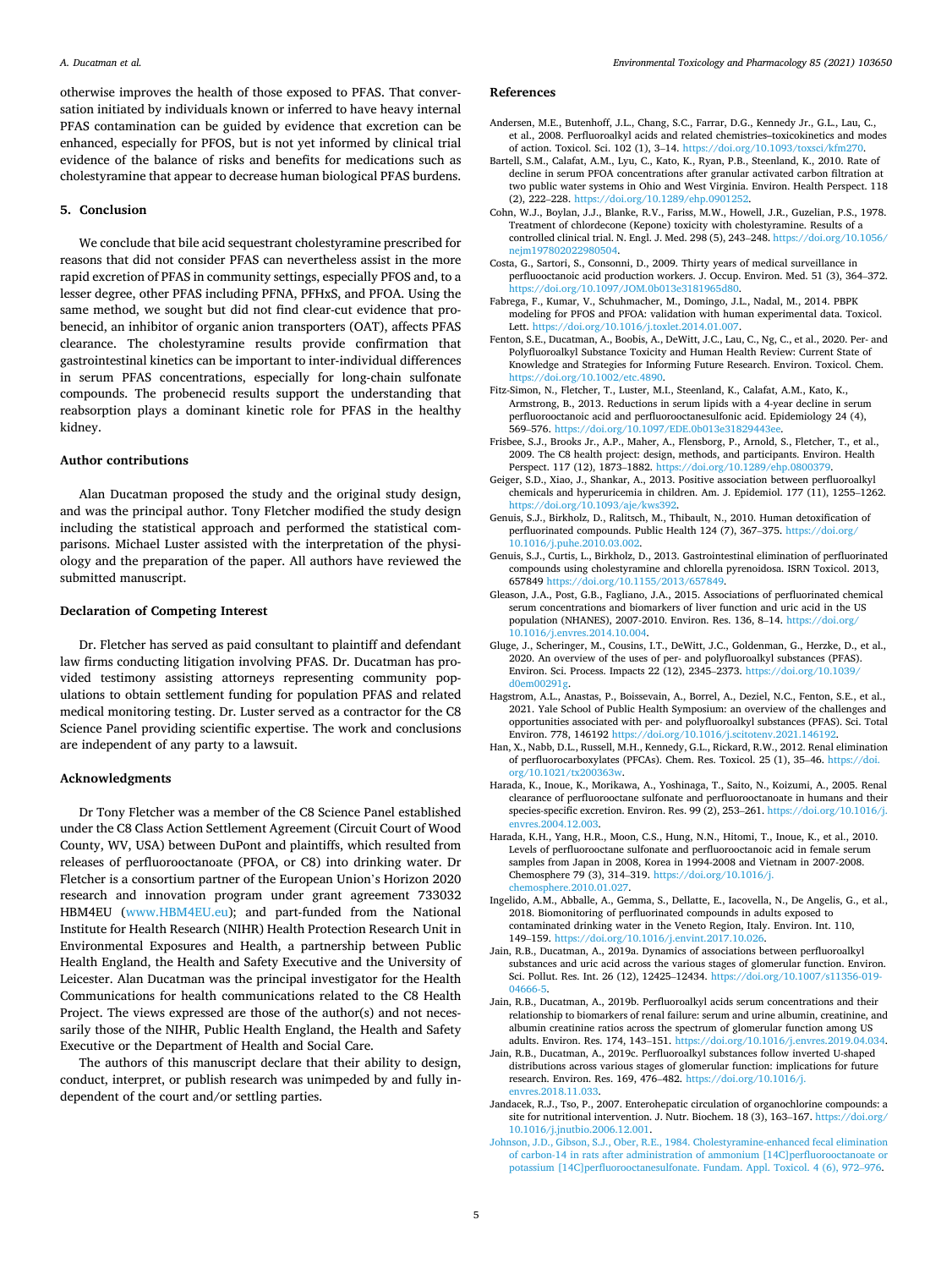otherwise improves the health of those exposed to PFAS. That conversation initiated by individuals known or inferred to have heavy internal PFAS contamination can be guided by evidence that excretion can be enhanced, especially for PFOS, but is not yet informed by clinical trial evidence of the balance of risks and benefits for medications such as cholestyramine that appear to decrease human biological PFAS burdens.

## 5. Conclusion

We conclude that bile acid sequestrant cholestyramine prescribed for reasons that did not consider PFAS can nevertheless assist in the more rapid excretion of PFAS in community settings, especially PFOS and, to a lesser degree, other PFAS including PFNA, PFHxS, and PFOA. Using the same method, we sought but did not find clear-cut evidence that probenecid, an inhibitor of organic anion transporters (OAT), affects PFAS clearance. The cholestyramine results provide confirmation that gastrointestinal kinetics can be important to inter-individual differences in serum PFAS concentrations, especially for long-chain sulfonate compounds. The probenecid results support the understanding that reabsorption plays a dominant kinetic role for PFAS in the healthy kidney.

### Author contributions

Alan Ducatman proposed the study and the original study design, and was the principal author. Tony Fletcher modified the study design including the statistical approach and performed the statistical comparisons. Michael Luster assisted with the interpretation of the physiology and the preparation of the paper. All authors have reviewed the submitted manuscript.

### Declaration of Competing Interest

Dr. Fletcher has served as paid consultant to plaintiff and defendant law firms conducting litigation involving PFAS. Dr. Ducatman has provided testimony assisting attorneys representing community populations to obtain settlement funding for population PFAS and related medical monitoring testing. Dr. Luster served as a contractor for the C8 Science Panel providing scientific expertise. The work and conclusions are independent of any party to a lawsuit.

### Acknowledgments

Dr Tony Fletcher was a member of the C8 Science Panel established under the C8 Class Action Settlement Agreement (Circuit Court of Wood County, WV, USA) between DuPont and plaintiffs, which resulted from releases of perfluorooctanoate (PFOA, or C8) into drinking water. Dr Fletcher is a consortium partner of the European Union's Horizon 2020 research and innovation program under grant agreement 733032 HBM4EU (www.HBM4EU.eu); and part-funded from the National Institute for Health Research (NIHR) Health Protection Research Unit in Environmental Exposures and Health, a partnership between Public Health England, the Health and Safety Executive and the University of Leicester. Alan Ducatman was the principal investigator for the Health Communications for health communications related to the C8 Health Project. The views expressed are those of the author(s) and not necessarily those of the NIHR, Public Health England, the Health and Safety Executive or the Department of Health and Social Care.

The authors of this manuscript declare that their ability to design, conduct, interpret, or publish research was unimpeded by and fully independent of the court and/or settling parties.

## References

Andersen, M.E., Butenhoff, J.L., Chang, S.C., Farrar, D.G., Kennedy Jr., G.L., Lau, C., et al., 2008. Perfluoroalkyl acids and related chemistries–toxicokinetics and modes of action. Toxicol. Sci. 102 (1), 3–14. https://doi.org/10.1093/toxsci/kfm270.

Bartell, S.M., Calafat, A.M., Lyu, C., Kato, K., Ryan, P.B., Steenland, K., 2010. Rate of decline in serum PFOA concentrations after granular activated carbon filtration at two public water systems in Ohio and West Virginia. Environ. Health Perspect. 118 (2), 222–228. https://doi.org/10.1289/ehp.0901252.

Cohn, W.J., Boylan, J.J., Blanke, R.V., Fariss, M.W., Howell, J.R., Guzelian, P.S., 1978. Treatment of chlordecone (Kepone) toxicity with cholestyramine. Results of a controlled clinical trial. N. Engl. J. Med. 298 (5), 243–248. https://doi.org/10.1056/nejm197802022980504.

Costa, G., Sartori, S., Consonni, D., 2009. Thirty years of medical surveillance in perfluooctanoic acid production workers. J. Occup. Environ. Med. 51 (3), 364–372. https://doi.org/10.1097/JOM.0b013e3181965d80.

Fabrega, F., Kumar, V., Schuhmacher, M., Domingo, J.L., Nadal, M., 2014. PBPK modeling for PFOS and PFOA: validation with human experimental data. Toxicol. Lett. https://doi.org/10.1016/j.toxlet.2014.01.007.

Fenton, S.E., Ducatman, A., Boobis, A., DeWitt, J.C., Lau, C., Ng, C., et al., 2020. Per- and Polyfluoroalkyl Substance Toxicity and Human Health Review: Current State of Knowledge and Strategies for Informing Future Research. Environ. Toxicol. Chem. https://doi.org/10.1002/etc.4890.

Fitz-Simon, N., Fletcher, T., Luster, M.I., Steenland, K., Calafat, A.M., Kato, K., Armstrong, B., 2013. Reductions in serum lipids with a 4-year decline in serum perfluorooctanoic acid and perfluorooctanesulfonic acid. Epidemiology 24 (4), 569–576. https://doi.org/10.1097/EDE.0b013e31829443ee.

Frisbee, S.J., Brooks Jr., A.P., Maher, A., Flensborg, P., Arnold, S., Fletcher, T., et al., 2009. The C8 health project: design, methods, and participants. Environ. Health Perspect. 117 (12), 1873–1882. https://doi.org/10.1289/ehp.0800379.

Geiger, S.D., Xiao, J., Shankar, A., 2013. Positive association between perfluoroalkyl chemicals and hyperuricemia in children. Am. J. Epidemiol. 177 (11), 1255–1262. https://doi.org/10.1093/aje/kws392.

Genuis, S.J., Birkholz, D., Ralitsch, M., Thibault, N., 2010. Human detoxification of perfluorinated compounds. Public Health 124 (7), 367–375. https://doi.org/10.1016/j.puhe.2010.03.002.

Genuis, S.J., Curtis, L., Birkholz, D., 2013. Gastrointestinal elimination of perfluorinated compounds using cholestyramine and chlorella pyrenoidosa. ISRN Toxicol. 2013, 657849 https://doi.org/10.1155/2013/657849.

Gleason, J.A., Post, G.B., Fagliano, J.A., 2015. Associations of perfluorinated chemical serum concentrations and biomarkers of liver function and uric acid in the US population (NHANES), 2007-2010. Environ. Res. 136, 8–14. https://doi.org/10.1016/j.envres.2014.10.004.

Gluge, J., Scheringer, M., Cousins, I.T., DeWitt, J.C., Goldenman, G., Herzke, D., et al., 2020. An overview of the uses of per- and polyfluoroalkyl substances (PFAS). Environ. Sci. Process. Impacts 22 (12), 2345–2373. https://doi.org/10.1039/d0em00291g.

Hagstrom, A.L., Anastas, P., Boissevain, A., Borrel, A., Deziel, N.C., Fenton, S.E., et al., 2021. Yale School of Public Health Symposium: an overview of the challenges and opportunities associated with per- and polyfluoroalkyl substances (PFAS). Sci. Total Environ. 778, 146192 https://doi.org/10.1016/j.scitotenv.2021.146192.

Han, X., Nabb, D.L., Russell, M.H., Kennedy, G.L., Rickard, R.W., 2012. Renal elimination of perfluorocarboxylates (PFCAs). Chem. Res. Toxicol. 25 (1), 35–46. https://doi.org/10.1021/tx200363w.

Harada, K., Inoue, K., Morikawa, A., Yoshinaga, T., Saito, N., Koizumi, A., 2005. Renal clearance of perfluorooctane sulfonate and perfluorooctanoate in humans and their species-specific excretion. Environ. Res. 99 (2), 253–261. https://doi.org/10.1016/j.envres.2004.12.003.

Harada, K.H., Yang, H.R., Moon, C.S., Hung, N.N., Hitomi, T., Inoue, K., et al., 2010. Levels of perfluorooctane sulfonate and perfluorooctanoic acid in female serum samples from Japan in 2008, Korea in 1994-2008 and Vietnam in 2007-2008. Chemosphere 79 (3), 314–319. https://doi.org/10.1016/j.chemosphere.2010.01.027.

Ingelido, A.M., Abballe, A., Gemma, S., Dellatte, E., Iacovella, N., De Angelis, G., et al., 2018. Biomonitoring of perfluorinated compounds in adults exposed to contaminated drinking water in the Veneto Region, Italy. Environ. Int. 110, 149–159. https://doi.org/10.1016/j.envint.2017.10.026.

Jain, R.B., Ducatman, A., 2019a. Dynamics of associations between perfluoroalkyl substances and uric acid across the various stages of glomerular function. Environ. Sci. Pollut. Res. Int. 26 (12), 12425–12434. https://doi.org/10.1007/s11356-019-04666-5.

Jain, R.B., Ducatman, A., 2019b. Perfluoroalkyl acids serum concentrations and their relationship to biomarkers of renal failure: serum and urine albumin, creatinine, and albumin creatinine ratios across the spectrum of glomerular function among US adults. Environ. Res. 174, 143–151. https://doi.org/10.1016/j.envres.2019.04.034.

Jain, R.B., Ducatman, A., 2019c. Perfluoroalkyl substances follow inverted U-shaped distributions across various stages of glomerular function: implications for future research. Environ. Res. 169, 476–482. https://doi.org/10.1016/j.envres.2018.11.033.

Jandacek, R.J., Tso, P., 2007. Enterohepatic circulation of organochlorine compounds: a site for nutritional intervention. J. Nutr. Biochem. 18 (3), 163–167. https://doi.org/10.1016/j.jnutbio.2006.12.001.

Johnson, J.D., Gibson, S.J., Ober, R.E., 1984. Cholestyramine-enhanced fecal elimination of carbon-14 in rats after administration of ammonium [14C]perfluorooctanoate or potassium [14C]perfluorooctanesulfonate. Fundam. Appl. Toxicol. 4 (6), 972–976.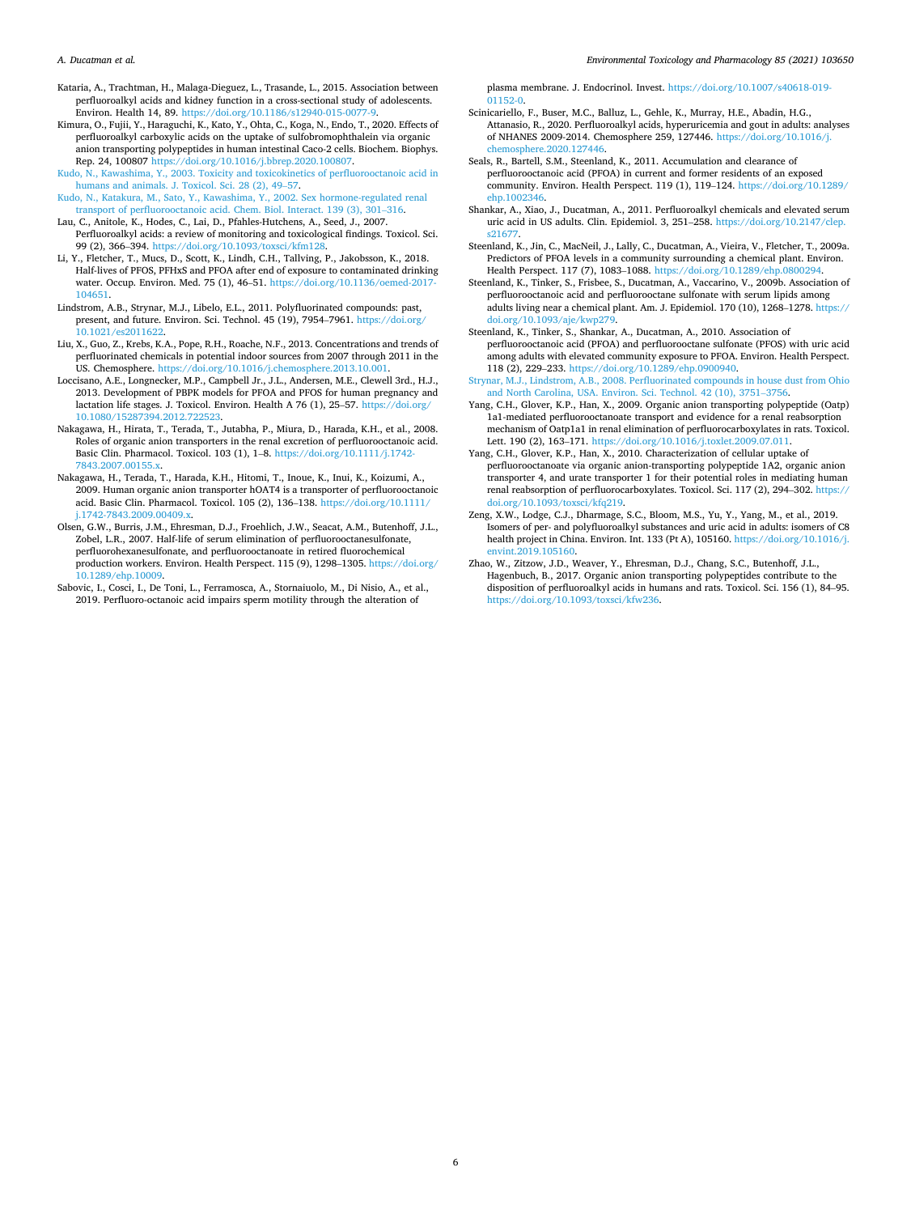Kataria, A., Trachtman, H., Malaga-Dieguez, L., Trasande, L., 2015. Association between perfluoroalkyl acids and kidney function in a cross-sectional study of adolescents. Environ. Health 14, 89. https://doi.org/10.1186/s12940-015-0077-9.

Kimura, O., Fujii, Y., Haraguchi, K., Kato, Y., Ohta, C., Koga, N., Endo, T., 2020. Effects of perfluoroalkyl carboxylic acids on the uptake of sulfobromophthalein via organic anion transporting polypeptides in human intestinal Caco-2 cells. Biochem. Biophys. Rep. 24, 100807 https://doi.org/10.1016/j.bbrep.2020.100807.

Kudo, N., Kawashima, Y., 2003. Toxicity and toxicokinetics of perfluorooctanoic acid in humans and animals. J. Toxicol. Sci. 28 (2), 49–57.

Kudo, N., Katakura, M., Sato, Y., Kawashima, Y., 2002. Sex hormone-regulated renal transport of perfluorooctanoic acid. Chem. Biol. Interact. 139 (3), 301–316.

Lau, C., Anitole, K., Hodes, C., Lai, D., Pfahles-Hutchens, A., Seed, J., 2007. Perfluoroalkyl acids: a review of monitoring and toxicological findings. Toxicol. Sci. 99 (2), 366–394. https://doi.org/10.1093/toxsci/kfm128.

Li, Y., Fletcher, T., Mucs, D., Scott, K., Lindh, C.H., Tallving, P., Jakobsson, K., 2018. Half-lives of PFOS, PFHxS and PFOA after end of exposure to contaminated drinking water. Occup. Environ. Med. 75 (1), 46–51. https://doi.org/10.1136/oemed-2017-104651.

Lindstrom, A.B., Strynar, M.J., Libelo, E.L., 2011. Polyfluorinated compounds: past, present, and future. Environ. Sci. Technol. 45 (19), 7954–7961. https://doi.org/10.1021/es2011622.

Liu, X., Guo, Z., Krebs, K.A., Pope, R.H., Roache, N.F., 2013. Concentrations and trends of perfluorinated chemicals in potential indoor sources from 2007 through 2011 in the US. Chemosphere. https://doi.org/10.1016/j.chemosphere.2013.10.001.

Loccisano, A.E., Longnecker, M.P., Campbell Jr., J.L., Andersen, M.E., Clewell 3rd., H.J., 2013. Development of PBPK models for PFOA and PFOS for human pregnancy and lactation life stages. J. Toxicol. Environ. Health A 76 (1), 25–57. https://doi.org/10.1080/15287394.2012.722523.

Nakagawa, H., Hirata, T., Terada, T., Jutabha, P., Miura, D., Harada, K.H., et al., 2008. Roles of organic anion transporters in the renal excretion of perfluorooctanoic acid. Basic Clin. Pharmacol. Toxicol. 103 (1), 1–8. https://doi.org/10.1111/j.1742-7843.2007.00155.x.

Nakagawa, H., Terada, T., Harada, K.H., Hitomi, T., Inoue, K., Inui, K., Koizumi, A., 2009. Human organic anion transporter hOAT4 is a transporter of perfluorooctanoic acid. Basic Clin. Pharmacol. Toxicol. 105 (2), 136–138. https://doi.org/10.1111/j.1742-7843.2009.00409.x.

Olsen, G.W., Burris, J.M., Ehresman, D.J., Froehlich, J.W., Seacat, A.M., Butenhoff, J.L., Zobel, L.R., 2007. Half-life of serum elimination of perfluorooctanesulfonate, perfluorohexanesulfonate, and perfluorooctanoate in retired fluorochemical production workers. Environ. Health Perspect. 115 (9), 1298–1305. https://doi.org/10.1289/ehp.10009.

Sabovic, I., Cosci, I., De Toni, L., Ferramosca, A., Stornaiuolo, M., Di Nisio, A., et al., 2019. Perfluoro-octanoic acid impairs sperm motility through the alteration of plasma membrane. J. Endocrinol. Invest. https://doi.org/10.1007/s40618-019-01152-0.

Scinicariello, F., Buser, M.C., Balluz, L., Gehle, K., Murray, H.E., Abadin, H.G., Attanasio, R., 2020. Perfluoroalkyl acids, hyperuricemia and gout in adults: analyses of NHANES 2009-2014. Chemosphere 259, 127446. https://doi.org/10.1016/j.chemosphere.2020.127446.

Seals, R., Bartell, S.M., Steenland, K., 2011. Accumulation and clearance of perfluorooctanoic acid (PFOA) in current and former residents of an exposed community. Environ. Health Perspect. 119 (1), 119–124. https://doi.org/10.1289/ehp.1002346.

Shankar, A., Xiao, J., Ducatman, A., 2011. Perfluoroalkyl chemicals and elevated serum uric acid in US adults. Clin. Epidemiol. 3, 251–258. https://doi.org/10.2147/clep.s21677.

Steenland, K., Jin, C., MacNeil, J., Lally, C., Ducatman, A., Vieira, V., Fletcher, T., 2009a. Predictors of PFOA levels in a community surrounding a chemical plant. Environ. Health Perspect. 117 (7), 1083–1088. https://doi.org/10.1289/ehp.0800294.

Steenland, K., Tinker, S., Frisbee, S., Ducatman, A., Vaccarino, V., 2009b. Association of perfluorooctanoic acid and perfluorooctane sulfonate with serum lipids among adults living near a chemical plant. Am. J. Epidemiol. 170 (10), 1268–1278. https://doi.org/10.1093/aje/kwp279.

Steenland, K., Tinker, S., Shankar, A., Ducatman, A., 2010. Association of perfluorooctanoic acid (PFOA) and perfluorooctane sulfonate (PFOS) with uric acid among adults with elevated community exposure to PFOA. Environ. Health Perspect. 118 (2), 229–233. https://doi.org/10.1289/ehp.0900940.

Strynar, M.J., Lindstrom, A.B., 2008. Perfluorinated compounds in house dust from Ohio and North Carolina, USA. Environ. Sci. Technol. 42 (10), 3751–3756.

Yang, C.H., Glover, K.P., Han, X., 2009. Organic anion transporting polypeptide (Oatp) 1a1-mediated perfluorooctanoate transport and evidence for a renal reabsorption mechanism of Oatp1a1 in renal elimination of perfluorocarboxylates in rats. Toxicol. Lett. 190 (2), 163–171. https://doi.org/10.1016/j.toxlet.2009.07.011.

Yang, C.H., Glover, K.P., Han, X., 2010. Characterization of cellular uptake of perfluorooctanoate via organic anion-transporting polypeptide 1A2, organic anion transporter 4, and urate transporter 1 for their potential roles in mediating human renal reabsorption of perfluorocarboxylates. Toxicol. Sci. 117 (2), 294–302. https://doi.org/10.1093/toxsci/kfq219.

Zeng, X.W., Lodge, C.J., Dharmage, S.C., Bloom, M.S., Yu, Y., Yang, M., et al., 2019. Isomers of per- and polyfluoroalkyl substances and uric acid in adults: isomers of C8 health project in China. Environ. Int. 133 (Pt A), 105160. https://doi.org/10.1016/j.envint.2019.105160.

Zhao, W., Zitzow, J.D., Weaver, Y., Ehresman, D.J., Chang, S.C., Butenhoff, J.L., Hagenbuch, B., 2017. Organic anion transporting polypeptides contribute to the disposition of perfluoroalkyl acids in humans and rats. Toxicol. Sci. 156 (1), 84–95. https://doi.org/10.1093/toxsci/kfw236.